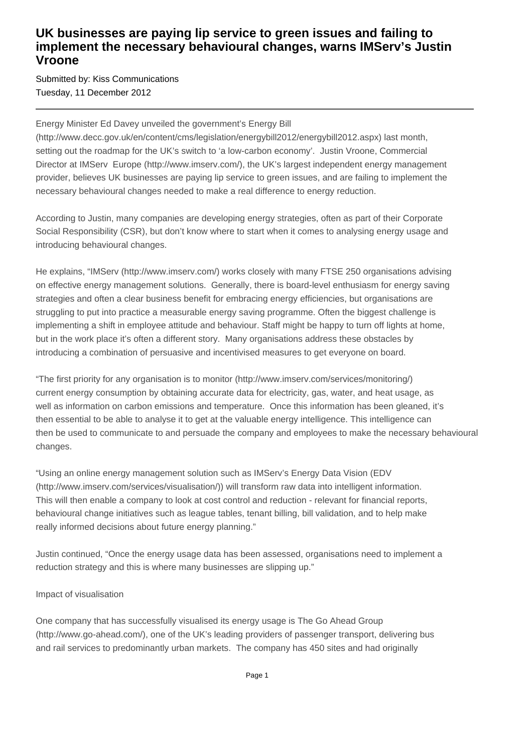# UK businesses are paying lip service to green issues and failing to implement the necessary behavioural changes, warns IMServ's Justin Vroone

Submitted by: Kiss Communications

Tuesday, 11 December 2012

---

Energy Minister Ed Davey unveiled the government's Energy Bill (http://www.decc.gov.uk/en/content/cms/legislation/energybill2012/energybill2012.aspx) last month, setting out the roadmap for the UK's switch to 'a low-carbon economy'. Justin Vroone, Commercial Director at IMServ Europe (http://www.imserv.com/), the UK's largest independent energy management provider, believes UK businesses are paying lip service to green issues, and are failing to implement the necessary behavioural changes needed to make a real difference to energy reduction.

According to Justin, many companies are developing energy strategies, often as part of their Corporate Social Responsibility (CSR), but don't know where to start when it comes to analysing energy usage and introducing behavioural changes.

He explains, "IMServ (http://www.imserv.com/) works closely with many FTSE 250 organisations advising on effective energy management solutions. Generally, there is board-level enthusiasm for energy saving strategies and often a clear business benefit for embracing energy efficiencies, but organisations are struggling to put into practice a measurable energy saving programme. Often the biggest challenge is implementing a shift in employee attitude and behaviour. Staff might be happy to turn off lights at home, but in the work place it's often a different story. Many organisations address these obstacles by introducing a combination of persuasive and incentivised measures to get everyone on board.

"The first priority for any organisation is to monitor (http://www.imserv.com/services/monitoring/) current energy consumption by obtaining accurate data for electricity, gas, water, and heat usage, as well as information on carbon emissions and temperature. Once this information has been gleaned, it's then essential to be able to analyse it to get at the valuable energy intelligence. This intelligence can then be used to communicate to and persuade the company and employees to make the necessary behavioural changes.

"Using an online energy management solution such as IMServ's Energy Data Vision (EDV (http://www.imserv.com/services/visualisation/)) will transform raw data into intelligent information. This will then enable a company to look at cost control and reduction - relevant for financial reports, behavioural change initiatives such as league tables, tenant billing, bill validation, and to help make really informed decisions about future energy planning."

Justin continued, "Once the energy usage data has been assessed, organisations need to implement a reduction strategy and this is where many businesses are slipping up."

Impact of visualisation

One company that has successfully visualised its energy usage is The Go Ahead Group (http://www.go-ahead.com/), one of the UK's leading providers of passenger transport, delivering bus and rail services to predominantly urban markets. The company has 450 sites and had originally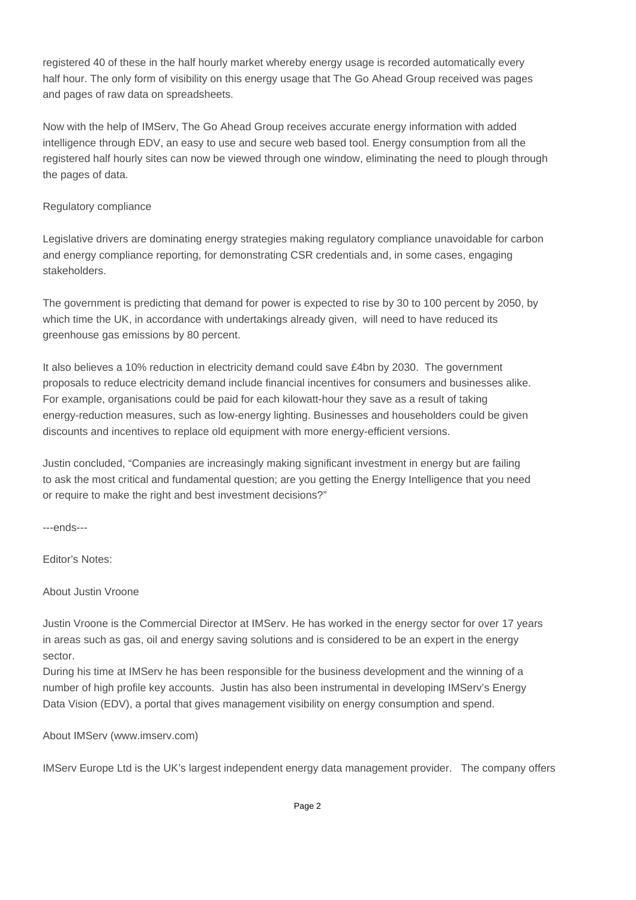registered 40 of these in the half hourly market whereby energy usage is recorded automatically every half hour. The only form of visibility on this energy usage that The Go Ahead Group received was pages and pages of raw data on spreadsheets.

Now with the help of IMServ, The Go Ahead Group receives accurate energy information with added intelligence through EDV, an easy to use and secure web based tool. Energy consumption from all the registered half hourly sites can now be viewed through one window, eliminating the need to plough through the pages of data.

Regulatory compliance

Legislative drivers are dominating energy strategies making regulatory compliance unavoidable for carbon and energy compliance reporting, for demonstrating CSR credentials and, in some cases, engaging stakeholders.

The government is predicting that demand for power is expected to rise by 30 to 100 percent by 2050, by which time the UK, in accordance with undertakings already given, will need to have reduced its greenhouse gas emissions by 80 percent.

It also believes a 10% reduction in electricity demand could save £4bn by 2030. The government proposals to reduce electricity demand include financial incentives for consumers and businesses alike. For example, organisations could be paid for each kilowatt-hour they save as a result of taking energy-reduction measures, such as low-energy lighting. Businesses and householders could be given discounts and incentives to replace old equipment with more energy-efficient versions.

Justin concluded, “Companies are increasingly making significant investment in energy but are failing to ask the most critical and fundamental question; are you getting the Energy Intelligence that you need or require to make the right and best investment decisions?”

---ends---

Editor’s Notes:

About Justin Vroone

Justin Vroone is the Commercial Director at IMServ. He has worked in the energy sector for over 17 years in areas such as gas, oil and energy saving solutions and is considered to be an expert in the energy sector.
During his time at IMServ he has been responsible for the business development and the winning of a number of high profile key accounts. Justin has also been instrumental in developing IMServ’s Energy Data Vision (EDV), a portal that gives management visibility on energy consumption and spend.

About IMServ (www.imserv.com)

IMServ Europe Ltd is the UK’s largest independent energy data management provider. The company offers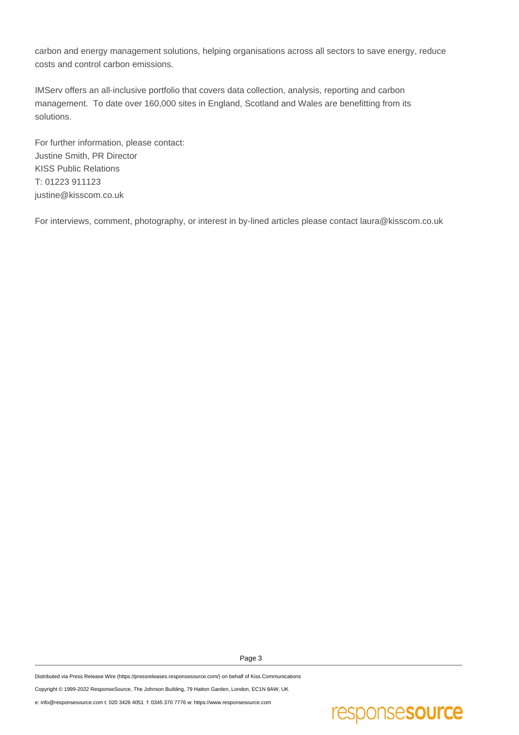carbon and energy management solutions, helping organisations across all sectors to save energy, reduce costs and control carbon emissions.

IMServ offers an all-inclusive portfolio that covers data collection, analysis, reporting and carbon management. To date over 160,000 sites in England, Scotland and Wales are benefitting from its solutions.

For further information, please contact:
Justine Smith, PR Director
KISS Public Relations
T: 01223 911123
justine@kisscom.co.uk

For interviews, comment, photography, or interest in by-lined articles please contact laura@kisscom.co.uk